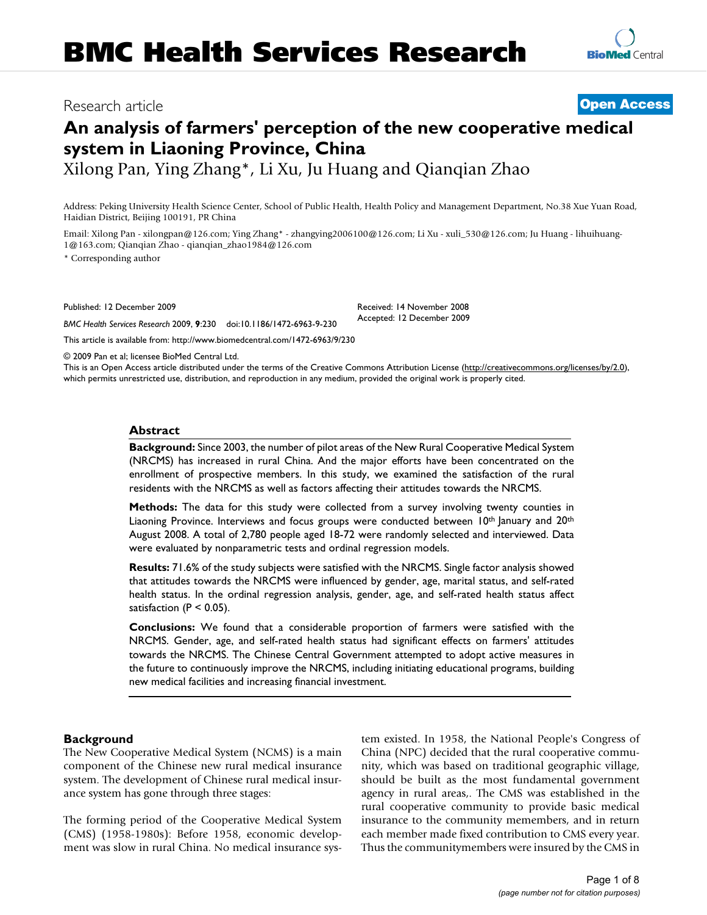# BMC Health Services Research

Research article

**Open Access**

# An analysis of farmers' perception of the new cooperative medical system in Liaoning Province, China

Xilong Pan, Ying Zhang*, Li Xu, Ju Huang and Qianqian Zhao

Address: Peking University Health Science Center, School of Public Health, Health Policy and Management Department, No.38 Xue Yuan Road, Haidian District, Beijing 100191, PR China

Email: Xilong Pan - xilongpan@126.com; Ying Zhang* - zhangying2006100@126.com; Li Xu - xuli_530@126.com; Ju Huang - lihuihuang-1@163.com; Qianqian Zhao - qianqian_zhao1984@126.com

\* Corresponding author

Published: 12 December 2009

*BMC Health Services Research* 2009, **9**:230 doi:10.1186/1472-6963-9-230

Received: 14 November 2008
Accepted: 12 December 2009

This article is available from: http://www.biomedcentral.com/1472-6963/9/230

© 2009 Pan et al; licensee BioMed Central Ltd.
This is an Open Access article distributed under the terms of the Creative Commons Attribution License (http://creativecommons.org/licenses/by/2.0), which permits unrestricted use, distribution, and reproduction in any medium, provided the original work is properly cited.

## Abstract

**Background:** Since 2003, the number of pilot areas of the New Rural Cooperative Medical System (NRCMS) has increased in rural China. And the major efforts have been concentrated on the enrollment of prospective members. In this study, we examined the satisfaction of the rural residents with the NRCMS as well as factors affecting their attitudes towards the NRCMS.

**Methods:** The data for this study were collected from a survey involving twenty counties in Liaoning Province. Interviews and focus groups were conducted between 10th January and 20th August 2008. A total of 2,780 people aged 18-72 were randomly selected and interviewed. Data were evaluated by nonparametric tests and ordinal regression models.

**Results:** 71.6% of the study subjects were satisfied with the NRCMS. Single factor analysis showed that attitudes towards the NRCMS were influenced by gender, age, marital status, and self-rated health status. In the ordinal regression analysis, gender, age, and self-rated health status affect satisfaction ($P < 0.05$).

**Conclusions:** We found that a considerable proportion of farmers were satisfied with the NRCMS. Gender, age, and self-rated health status had significant effects on farmers' attitudes towards the NRCMS. The Chinese Central Government attempted to adopt active measures in the future to continuously improve the NRCMS, including initiating educational programs, building new medical facilities and increasing financial investment.

## Background

The New Cooperative Medical System (NCMS) is a main component of the Chinese new rural medical insurance system. The development of Chinese rural medical insurance system has gone through three stages:

The forming period of the Cooperative Medical System (CMS) (1958-1980s): Before 1958, economic development was slow in rural China. No medical insurance system existed. In 1958, the National People's Congress of China (NPC) decided that the rural cooperative community, which was based on traditional geographic village, should be built as the most fundamental government agency in rural areas,. The CMS was established in the rural cooperative community to provide basic medical insurance to the community memembers, and in return each member made fixed contribution to CMS every year. Thus the communitymembers were insured by the CMS in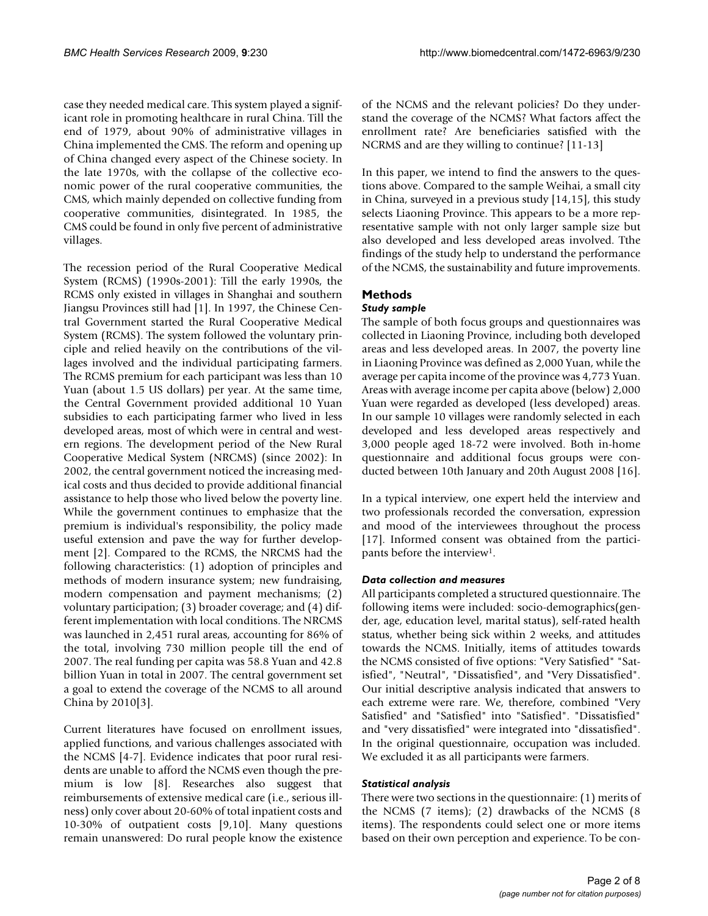case they needed medical care. This system played a significant role in promoting healthcare in rural China. Till the end of 1979, about 90% of administrative villages in China implemented the CMS. The reform and opening up of China changed every aspect of the Chinese society. In the late 1970s, with the collapse of the collective economic power of the rural cooperative communities, the CMS, which mainly depended on collective funding from cooperative communities, disintegrated. In 1985, the CMS could be found in only five percent of administrative villages.

The recession period of the Rural Cooperative Medical System (RCMS) (1990s-2001): Till the early 1990s, the RCMS only existed in villages in Shanghai and southern Jiangsu Provinces still had [1]. In 1997, the Chinese Central Government started the Rural Cooperative Medical System (RCMS). The system followed the voluntary principle and relied heavily on the contributions of the villages involved and the individual participating farmers. The RCMS premium for each participant was less than 10 Yuan (about 1.5 US dollars) per year. At the same time, the Central Government provided additional 10 Yuan subsidies to each participating farmer who lived in less developed areas, most of which were in central and western regions. The development period of the New Rural Cooperative Medical System (NRCMS) (since 2002): In 2002, the central government noticed the increasing medical costs and thus decided to provide additional financial assistance to help those who lived below the poverty line. While the government continues to emphasize that the premium is individual's responsibility, the policy made useful extension and pave the way for further development [2]. Compared to the RCMS, the NRCMS had the following characteristics: (1) adoption of principles and methods of modern insurance system; new fundraising, modern compensation and payment mechanisms; (2) voluntary participation; (3) broader coverage; and (4) different implementation with local conditions. The NRCMS was launched in 2,451 rural areas, accounting for 86% of the total, involving 730 million people till the end of 2007. The real funding per capita was 58.8 Yuan and 42.8 billion Yuan in total in 2007. The central government set a goal to extend the coverage of the NCMS to all around China by 2010[3].

Current literatures have focused on enrollment issues, applied functions, and various challenges associated with the NCMS [4-7]. Evidence indicates that poor rural residents are unable to afford the NCMS even though the premium is low [8]. Researches also suggest that reimbursements of extensive medical care (i.e., serious illness) only cover about 20-60% of total inpatient costs and 10-30% of outpatient costs [9,10]. Many questions remain unanswered: Do rural people know the existence of the NCMS and the relevant policies? Do they understand the coverage of the NCMS? What factors affect the enrollment rate? Are beneficiaries satisfied with the NCRMS and are they willing to continue? [11-13]

In this paper, we intend to find the answers to the questions above. Compared to the sample Weihai, a small city in China, surveyed in a previous study [14,15], this study selects Liaoning Province. This appears to be a more representative sample with not only larger sample size but also developed and less developed areas involved. Tthe findings of the study help to understand the performance of the NCMS, the sustainability and future improvements.

## Methods

### *Study sample*

The sample of both focus groups and questionnaires was collected in Liaoning Province, including both developed areas and less developed areas. In 2007, the poverty line in Liaoning Province was defined as 2,000 Yuan, while the average per capita income of the province was 4,773 Yuan. Areas with average income per capita above (below) 2,000 Yuan were regarded as developed (less developed) areas. In our sample 10 villages were randomly selected in each developed and less developed areas respectively and 3,000 people aged 18-72 were involved. Both in-home questionnaire and additional focus groups were conducted between 10th January and 20th August 2008 [16].

In a typical interview, one expert held the interview and two professionals recorded the conversation, expression and mood of the interviewees throughout the process [17]. Informed consent was obtained from the participants before the interview[1].

### *Data collection and measures*

All participants completed a structured questionnaire. The following items were included: socio-demographics(gender, age, education level, marital status), self-rated health status, whether being sick within 2 weeks, and attitudes towards the NCMS. Initially, items of attitudes towards the NCMS consisted of five options: "Very Satisfied" "Satisfied", "Neutral", "Dissatisfied", and "Very Dissatisfied". Our initial descriptive analysis indicated that answers to each extreme were rare. We, therefore, combined "Very Satisfied" and "Satisfied" into "Satisfied". "Dissatisfied" and "very dissatisfied" were integrated into "dissatisfied". In the original questionnaire, occupation was included. We excluded it as all participants were farmers.

### *Statistical analysis*

There were two sections in the questionnaire: (1) merits of the NCMS (7 items); (2) drawbacks of the NCMS (8 items). The respondents could select one or more items based on their own perception and experience. To be con-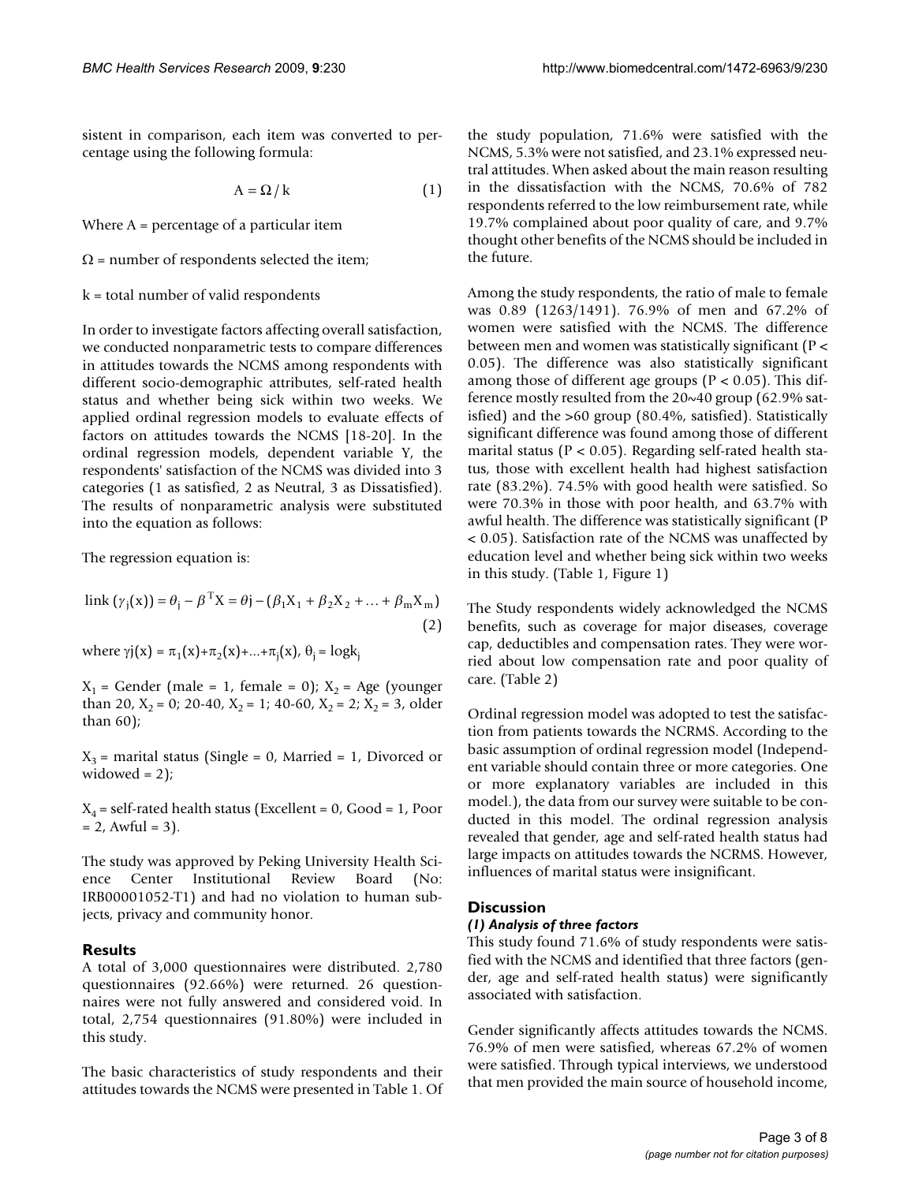sistent in comparison, each item was converted to percentage using the following formula:

$$A = \Omega / k \quad (1)$$

Where A = percentage of a particular item

$\Omega$ = number of respondents selected the item;

k = total number of valid respondents

In order to investigate factors affecting overall satisfaction, we conducted nonparametric tests to compare differences in attitudes towards the NCMS among respondents with different socio-demographic attributes, self-rated health status and whether being sick within two weeks. We applied ordinal regression models to evaluate effects of factors on attitudes towards the NCMS [18-20]. In the ordinal regression models, dependent variable Y, the respondents' satisfaction of the NCMS was divided into 3 categories (1 as satisfied, 2 as Neutral, 3 as Dissatisfied). The results of nonparametric analysis were substituted into the equation as follows:

The regression equation is:

$$\text{link}\,(\gamma_j(x)) = \theta_j - \beta^T X = \theta j - (\beta_1 X_1 + \beta_2 X_2 + \ldots + \beta_m X_m) \quad (2)$$

where $\gamma j(x) = \pi_1(x) + \pi_2(x) + \ldots + \pi_j(x)$, $\theta_j = \log k_j$

$X_1$ = Gender (male = 1, female = 0); $X_2$ = Age (younger than 20, $X_2 = 0$; 20-40, $X_2 = 1$; 40-60, $X_2 = 2$; $X_2 = 3$, older than 60);

$X_3$ = marital status (Single = 0, Married = 1, Divorced or widowed = 2);

$X_4$ = self-rated health status (Excellent = 0, Good = 1, Poor = 2, Awful = 3).

The study was approved by Peking University Health Science Center Institutional Review Board (No: IRB00001052-T1) and had no violation to human subjects, privacy and community honor.

## Results

A total of 3,000 questionnaires were distributed. 2,780 questionnaires (92.66%) were returned. 26 questionnaires were not fully answered and considered void. In total, 2,754 questionnaires (91.80%) were included in this study.

The basic characteristics of study respondents and their attitudes towards the NCMS were presented in Table 1. Of the study population, 71.6% were satisfied with the NCMS, 5.3% were not satisfied, and 23.1% expressed neutral attitudes. When asked about the main reason resulting in the dissatisfaction with the NCMS, 70.6% of 782 respondents referred to the low reimbursement rate, while 19.7% complained about poor quality of care, and 9.7% thought other benefits of the NCMS should be included in the future.

Among the study respondents, the ratio of male to female was 0.89 (1263/1491). 76.9% of men and 67.2% of women were satisfied with the NCMS. The difference between men and women was statistically significant ($P < 0.05$). The difference was also statistically significant among those of different age groups ($P < 0.05$). This difference mostly resulted from the 20~40 group (62.9% satisfied) and the >60 group (80.4%, satisfied). Statistically significant difference was found among those of different marital status ($P < 0.05$). Regarding self-rated health status, those with excellent health had highest satisfaction rate (83.2%). 74.5% with good health were satisfied. So were 70.3% in those with poor health, and 63.7% with awful health. The difference was statistically significant ($P < 0.05$). Satisfaction rate of the NCMS was unaffected by education level and whether being sick within two weeks in this study. (Table 1, Figure 1)

The Study respondents widely acknowledged the NCMS benefits, such as coverage for major diseases, coverage cap, deductibles and compensation rates. They were worried about low compensation rate and poor quality of care. (Table 2)

Ordinal regression model was adopted to test the satisfaction from patients towards the NCRMS. According to the basic assumption of ordinal regression model (Independent variable should contain three or more categories. One or more explanatory variables are included in this model.), the data from our survey were suitable to be conducted in this model. The ordinal regression analysis revealed that gender, age and self-rated health status had large impacts on attitudes towards the NCRMS. However, influences of marital status were insignificant.

## Discussion

### *(1) Analysis of three factors*

This study found 71.6% of study respondents were satisfied with the NCMS and identified that three factors (gender, age and self-rated health status) were significantly associated with satisfaction.

Gender significantly affects attitudes towards the NCMS. 76.9% of men were satisfied, whereas 67.2% of women were satisfied. Through typical interviews, we understood that men provided the main source of household income,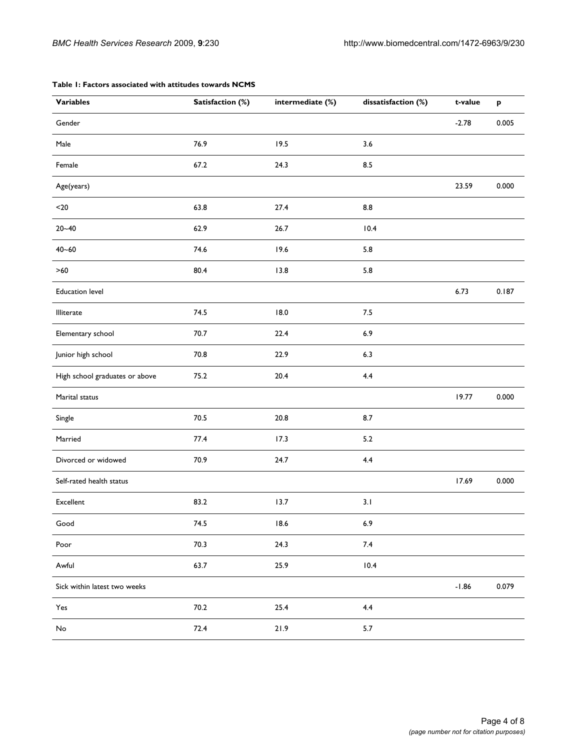**Table 1: Factors associated with attitudes towards NCMS**

| Variables | Satisfaction (%) | intermediate (%) | dissatisfaction (%) | t-value | p |
| --- | --- | --- | --- | --- | --- |
| Gender | | | | -2.78 | 0.005 |
| Male | 76.9 | 19.5 | 3.6 | | |
| Female | 67.2 | 24.3 | 8.5 | | |
| Age(years) | | | | 23.59 | 0.000 |
| <20 | 63.8 | 27.4 | 8.8 | | |
| 20~40 | 62.9 | 26.7 | 10.4 | | |
| 40~60 | 74.6 | 19.6 | 5.8 | | |
| >60 | 80.4 | 13.8 | 5.8 | | |
| Education level | | | | 6.73 | 0.187 |
| Illiterate | 74.5 | 18.0 | 7.5 | | |
| Elementary school | 70.7 | 22.4 | 6.9 | | |
| Junior high school | 70.8 | 22.9 | 6.3 | | |
| High school graduates or above | 75.2 | 20.4 | 4.4 | | |
| Marital status | | | | 19.77 | 0.000 |
| Single | 70.5 | 20.8 | 8.7 | | |
| Married | 77.4 | 17.3 | 5.2 | | |
| Divorced or widowed | 70.9 | 24.7 | 4.4 | | |
| Self-rated health status | | | | 17.69 | 0.000 |
| Excellent | 83.2 | 13.7 | 3.1 | | |
| Good | 74.5 | 18.6 | 6.9 | | |
| Poor | 70.3 | 24.3 | 7.4 | | |
| Awful | 63.7 | 25.9 | 10.4 | | |
| Sick within latest two weeks | | | | -1.86 | 0.079 |
| Yes | 70.2 | 25.4 | 4.4 | | |
| No | 72.4 | 21.9 | 5.7 | | |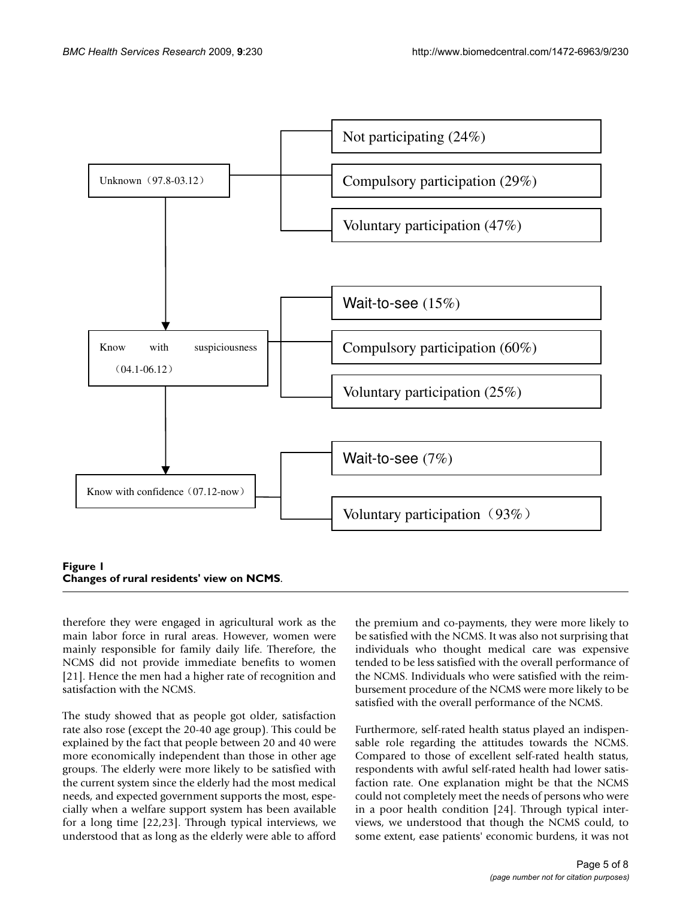Unknown（97.8-03.12）

- Not participating (24%)
- Compulsory participation (29%)
- Voluntary participation (47%)

Know with suspiciousness（04.1-06.12）

- Wait-to-see (15%)
- Compulsory participation (60%)
- Voluntary participation (25%)

Know with confidence（07.12-now）

- Wait-to-see (7%)
- Voluntary participation（93%）

**Figure 1**
**Changes of rural residents' view on NCMS**.

therefore they were engaged in agricultural work as the main labor force in rural areas. However, women were mainly responsible for family daily life. Therefore, the NCMS did not provide immediate benefits to women [21]. Hence the men had a higher rate of recognition and satisfaction with the NCMS.

The study showed that as people got older, satisfaction rate also rose (except the 20-40 age group). This could be explained by the fact that people between 20 and 40 were more economically independent than those in other age groups. The elderly were more likely to be satisfied with the current system since the elderly had the most medical needs, and expected government supports the most, especially when a welfare support system has been available for a long time [22,23]. Through typical interviews, we understood that as long as the elderly were able to afford the premium and co-payments, they were more likely to be satisfied with the NCMS. It was also not surprising that individuals who thought medical care was expensive tended to be less satisfied with the overall performance of the NCMS. Individuals who were satisfied with the reimbursement procedure of the NCMS were more likely to be satisfied with the overall performance of the NCMS.

Furthermore, self-rated health status played an indispensable role regarding the attitudes towards the NCMS. Compared to those of excellent self-rated health status, respondents with awful self-rated health had lower satisfaction rate. One explanation might be that the NCMS could not completely meet the needs of persons who were in a poor health condition [24]. Through typical interviews, we understood that though the NCMS could, to some extent, ease patients' economic burdens, it was not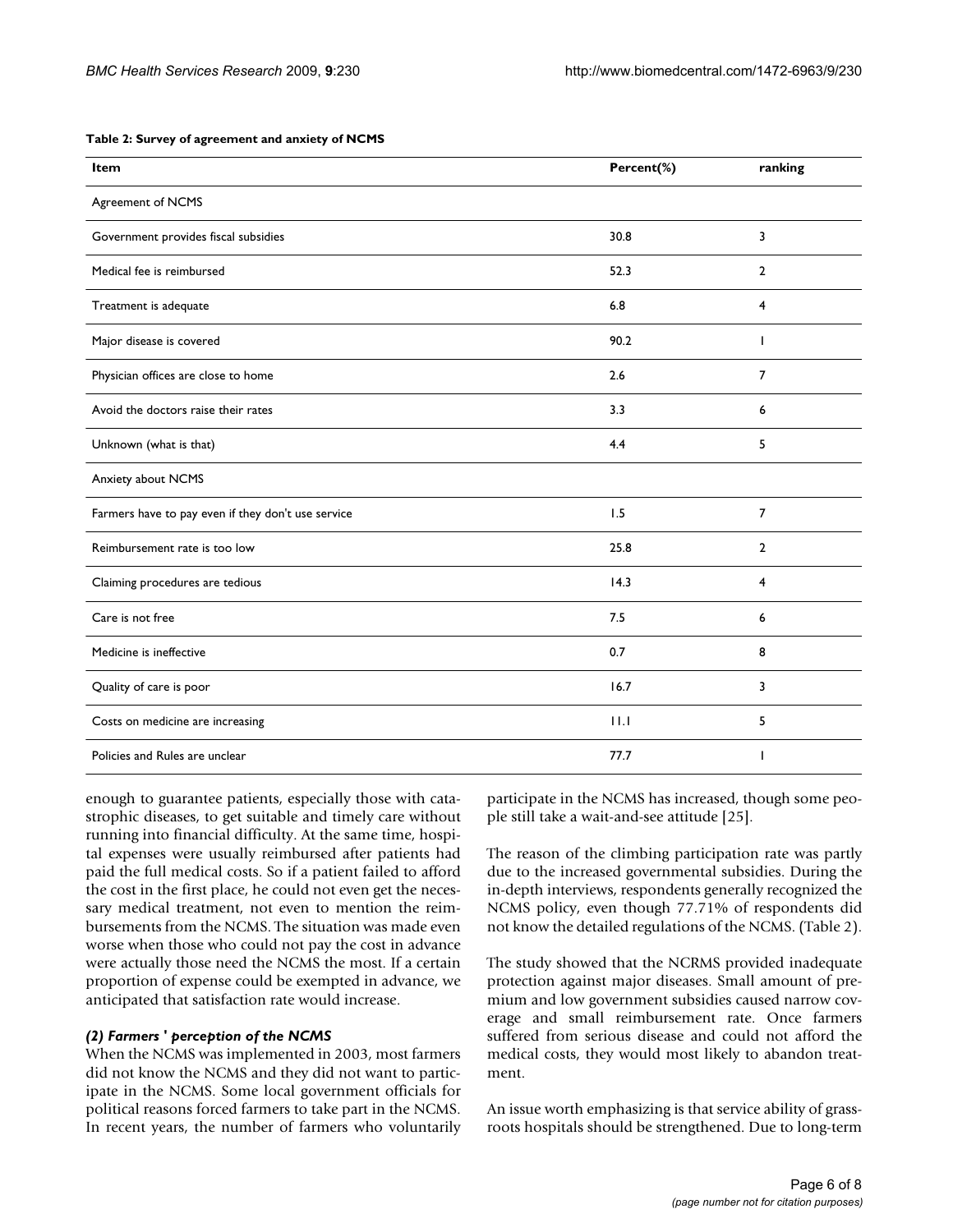**Table 2: Survey of agreement and anxiety of NCMS**

| Item | Percent(%) | ranking |
| --- | --- | --- |
| Agreement of NCMS | | |
| Government provides fiscal subsidies | 30.8 | 3 |
| Medical fee is reimbursed | 52.3 | 2 |
| Treatment is adequate | 6.8 | 4 |
| Major disease is covered | 90.2 | 1 |
| Physician offices are close to home | 2.6 | 7 |
| Avoid the doctors raise their rates | 3.3 | 6 |
| Unknown (what is that) | 4.4 | 5 |
| Anxiety about NCMS | | |
| Farmers have to pay even if they don't use service | 1.5 | 7 |
| Reimbursement rate is too low | 25.8 | 2 |
| Claiming procedures are tedious | 14.3 | 4 |
| Care is not free | 7.5 | 6 |
| Medicine is ineffective | 0.7 | 8 |
| Quality of care is poor | 16.7 | 3 |
| Costs on medicine are increasing | 11.1 | 5 |
| Policies and Rules are unclear | 77.7 | 1 |

enough to guarantee patients, especially those with catastrophic diseases, to get suitable and timely care without running into financial difficulty. At the same time, hospital expenses were usually reimbursed after patients had paid the full medical costs. So if a patient failed to afford the cost in the first place, he could not even get the necessary medical treatment, not even to mention the reimbursements from the NCMS. The situation was made even worse when those who could not pay the cost in advance were actually those need the NCMS the most. If a certain proportion of expense could be exempted in advance, we anticipated that satisfaction rate would increase.

### *(2) Farmers ' perception of the NCMS*

When the NCMS was implemented in 2003, most farmers did not know the NCMS and they did not want to participate in the NCMS. Some local government officials for political reasons forced farmers to take part in the NCMS. In recent years, the number of farmers who voluntarily participate in the NCMS has increased, though some people still take a wait-and-see attitude [25].

The reason of the climbing participation rate was partly due to the increased governmental subsidies. During the in-depth interviews, respondents generally recognized the NCMS policy, even though 77.71% of respondents did not know the detailed regulations of the NCMS. (Table 2).

The study showed that the NCRMS provided inadequate protection against major diseases. Small amount of premium and low government subsidies caused narrow coverage and small reimbursement rate. Once farmers suffered from serious disease and could not afford the medical costs, they would most likely to abandon treatment.

An issue worth emphasizing is that service ability of grassroots hospitals should be strengthened. Due to long-term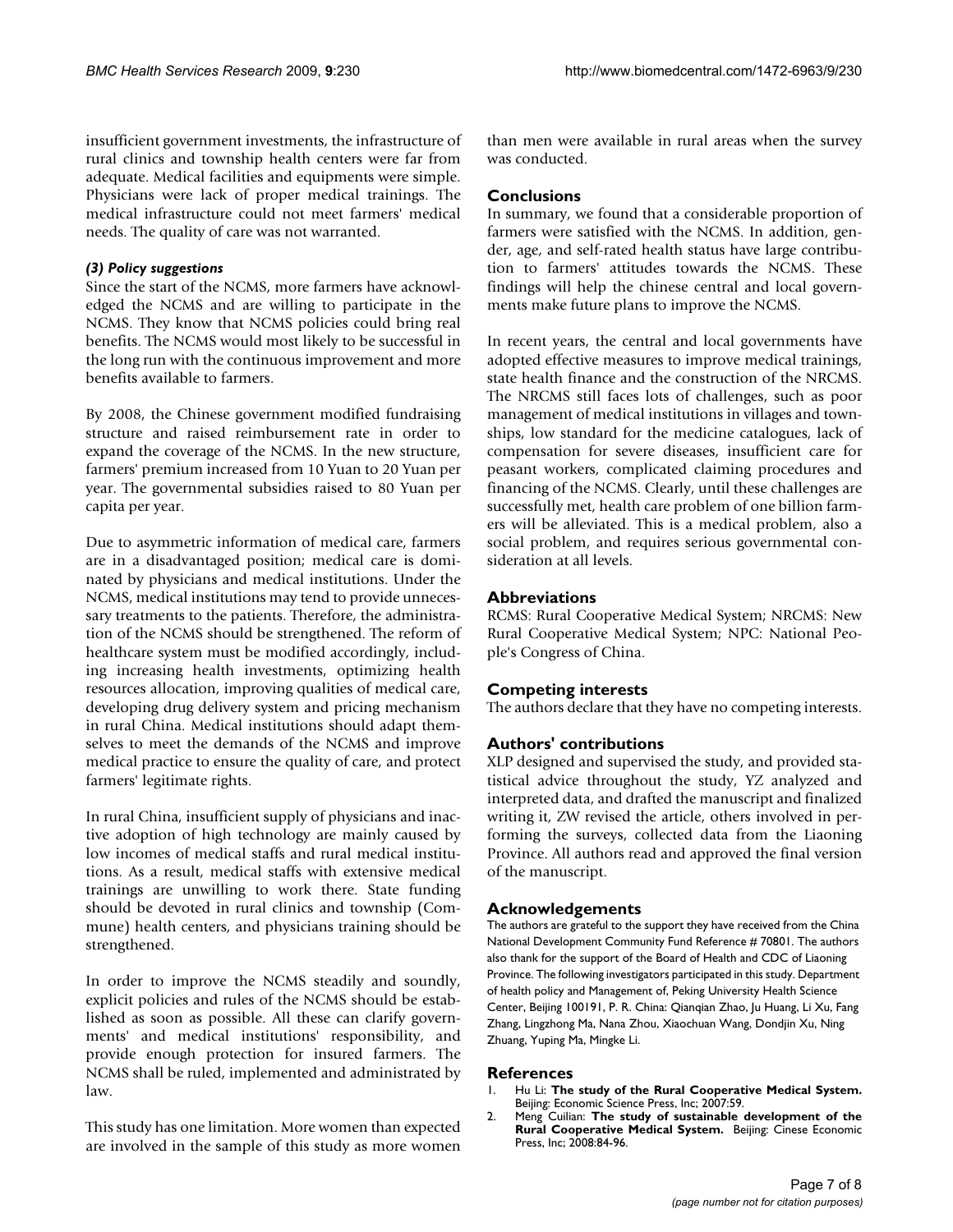insufficient government investments, the infrastructure of rural clinics and township health centers were far from adequate. Medical facilities and equipments were simple. Physicians were lack of proper medical trainings. The medical infrastructure could not meet farmers' medical needs. The quality of care was not warranted.

#### *(3) Policy suggestions*

Since the start of the NCMS, more farmers have acknowledged the NCMS and are willing to participate in the NCMS. They know that NCMS policies could bring real benefits. The NCMS would most likely to be successful in the long run with the continuous improvement and more benefits available to farmers.

By 2008, the Chinese government modified fundraising structure and raised reimbursement rate in order to expand the coverage of the NCMS. In the new structure, farmers' premium increased from 10 Yuan to 20 Yuan per year. The governmental subsidies raised to 80 Yuan per capita per year.

Due to asymmetric information of medical care, farmers are in a disadvantaged position; medical care is dominated by physicians and medical institutions. Under the NCMS, medical institutions may tend to provide unnecessary treatments to the patients. Therefore, the administration of the NCMS should be strengthened. The reform of healthcare system must be modified accordingly, including increasing health investments, optimizing health resources allocation, improving qualities of medical care, developing drug delivery system and pricing mechanism in rural China. Medical institutions should adapt themselves to meet the demands of the NCMS and improve medical practice to ensure the quality of care, and protect farmers' legitimate rights.

In rural China, insufficient supply of physicians and inactive adoption of high technology are mainly caused by low incomes of medical staffs and rural medical institutions. As a result, medical staffs with extensive medical trainings are unwilling to work there. State funding should be devoted in rural clinics and township (Commune) health centers, and physicians training should be strengthened.

In order to improve the NCMS steadily and soundly, explicit policies and rules of the NCMS should be established as soon as possible. All these can clarify governments' and medical institutions' responsibility, and provide enough protection for insured farmers. The NCMS shall be ruled, implemented and administrated by law.

This study has one limitation. More women than expected are involved in the sample of this study as more women than men were available in rural areas when the survey was conducted.

## Conclusions

In summary, we found that a considerable proportion of farmers were satisfied with the NCMS. In addition, gender, age, and self-rated health status have large contribution to farmers' attitudes towards the NCMS. These findings will help the chinese central and local governments make future plans to improve the NCMS.

In recent years, the central and local governments have adopted effective measures to improve medical trainings, state health finance and the construction of the NRCMS. The NRCMS still faces lots of challenges, such as poor management of medical institutions in villages and townships, low standard for the medicine catalogues, lack of compensation for severe diseases, insufficient care for peasant workers, complicated claiming procedures and financing of the NCMS. Clearly, until these challenges are successfully met, health care problem of one billion farmers will be alleviated. This is a medical problem, also a social problem, and requires serious governmental consideration at all levels.

## Abbreviations

RCMS: Rural Cooperative Medical System; NRCMS: New Rural Cooperative Medical System; NPC: National People's Congress of China.

## Competing interests

The authors declare that they have no competing interests.

## Authors' contributions

XLP designed and supervised the study, and provided statistical advice throughout the study, YZ analyzed and interpreted data, and drafted the manuscript and finalized writing it, ZW revised the article, others involved in performing the surveys, collected data from the Liaoning Province. All authors read and approved the final version of the manuscript.

## Acknowledgements

The authors are grateful to the support they have received from the China National Development Community Fund Reference # 70801. The authors also thank for the support of the Board of Health and CDC of Liaoning Province. The following investigators participated in this study. Department of health policy and Management of, Peking University Health Science Center, Beijing 100191, P. R. China: Qianqian Zhao, Ju Huang, Li Xu, Fang Zhang, Lingzhong Ma, Nana Zhou, Xiaochuan Wang, Dondjin Xu, Ning Zhuang, Yuping Ma, Mingke Li.

## References

1. Hu Li: **The study of the Rural Cooperative Medical System.** Beijing: Economic Science Press, Inc; 2007:59.
2. Meng Cuilian: **The study of sustainable development of the Rural Cooperative Medical System.** Beijing: Cinese Economic Press, Inc; 2008:84-96.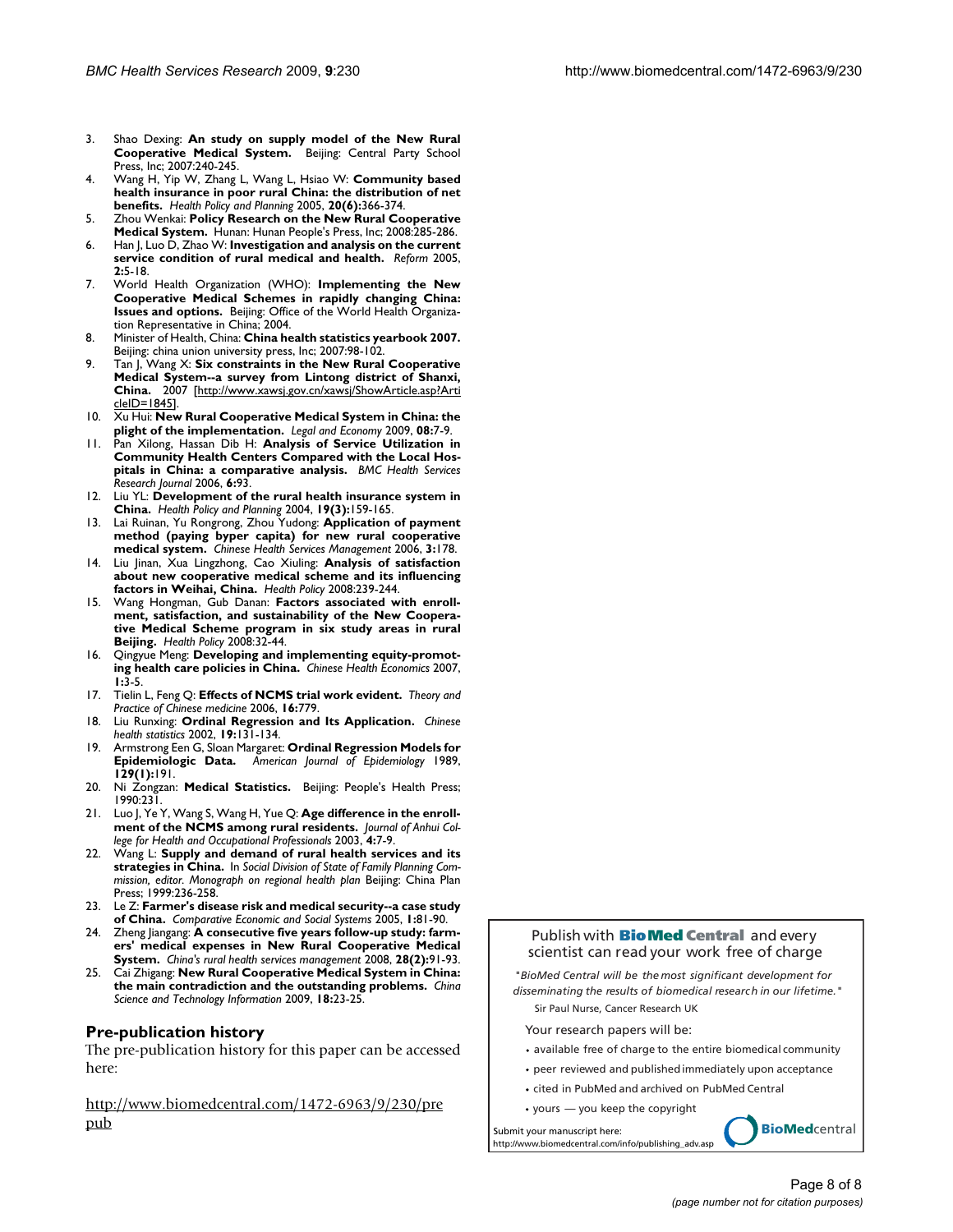3. Shao Dexing: **An study on supply model of the New Rural Cooperative Medical System.** Beijing: Central Party School Press, Inc; 2007:240-245.
4. Wang H, Yip W, Zhang L, Wang L, Hsiao W: **Community based health insurance in poor rural China: the distribution of net benefits.** *Health Policy and Planning* 2005, **20(6):**366-374.
5. Zhou Wenkai: **Policy Research on the New Rural Cooperative Medical System.** Hunan: Hunan People's Press, Inc; 2008:285-286.
6. Han J, Luo D, Zhao W: **Investigation and analysis on the current service condition of rural medical and health.** *Reform* 2005, **2:**5-18.
7. World Health Organization (WHO): **Implementing the New Cooperative Medical Schemes in rapidly changing China: Issues and options.** Beijing: Office of the World Health Organization Representative in China; 2004.
8. Minister of Health, China: **China health statistics yearbook 2007.** Beijing: china union university press, Inc; 2007:98-102.
9. Tan J, Wang X: **Six constraints in the New Rural Cooperative Medical System--a survey from Lintong district of Shanxi, China.** 2007 [http://www.xawsj.gov.cn/xawsj/ShowArticle.asp?ArticleID=1845].
10. Xu Hui: **New Rural Cooperative Medical System in China: the plight of the implementation.** *Legal and Economy* 2009, **08:**7-9.
11. Pan Xilong, Hassan Dib H: **Analysis of Service Utilization in Community Health Centers Compared with the Local Hospitals in China: a comparative analysis.** *BMC Health Services Research Journal* 2006, **6:**93.
12. Liu YL: **Development of the rural health insurance system in China.** *Health Policy and Planning* 2004, **19(3):**159-165.
13. Lai Ruinan, Yu Rongrong, Zhou Yudong: **Application of payment method (paying byper capita) for new rural cooperative medical system.** *Chinese Health Services Management* 2006, **3:**178.
14. Liu Jinan, Xua Lingzhong, Cao Xiuling: **Analysis of satisfaction about new cooperative medical scheme and its influencing factors in Weihai, China.** *Health Policy* 2008:239-244.
15. Wang Hongman, Gub Danan: **Factors associated with enrollment, satisfaction, and sustainability of the New Cooperative Medical Scheme program in six study areas in rural Beijing.** *Health Policy* 2008:32-44.
16. Qingyue Meng: **Developing and implementing equity-promoting health care policies in China.** *Chinese Health Economics* 2007, **1:**3-5.
17. Tielin L, Feng Q: **Effects of NCMS trial work evident.** *Theory and Practice of Chinese medicine* 2006, **16:**779.
18. Liu Runxing: **Ordinal Regression and Its Application.** *Chinese health statistics* 2002, **19:**131-134.
19. Armstrong Een G, Sloan Margaret: **Ordinal Regression Models for Epidemiologic Data.** *American Journal of Epidemiology* 1989, **129(1):**191.
20. Ni Zongzan: **Medical Statistics.** Beijing: People's Health Press; 1990:231.
21. Luo J, Ye Y, Wang S, Wang H, Yue Q: **Age difference in the enrollment of the NCMS among rural residents.** *Journal of Anhui College for Health and Occupational Professionals* 2003, **4:**7-9.
22. Wang L: **Supply and demand of rural health services and its strategies in China.** In *Social Division of State of Family Planning Commission, editor. Monograph on regional health plan* Beijing: China Plan Press; 1999:236-258.
23. Le Z: **Farmer's disease risk and medical security--a case study of China.** *Comparative Economic and Social Systems* 2005, **1:**81-90.
24. Zheng Jiangang: **A consecutive five years follow-up study: farmers' medical expenses in New Rural Cooperative Medical System.** *China's rural health services management* 2008, **28(2):**91-93.
25. Cai Zhigang: **New Rural Cooperative Medical System in China: the main contradiction and the outstanding problems.** *China Science and Technology Information* 2009, **18:**23-25.

## Pre-publication history

The pre-publication history for this paper can be accessed here:

http://www.biomedcentral.com/1472-6963/9/230/prepub

Publish with **BioMed Central** and every scientist can read your work free of charge

*"BioMed Central will be the most significant development for disseminating the results of biomedical research in our lifetime."*
Sir Paul Nurse, Cancer Research UK

Your research papers will be:

- available free of charge to the entire biomedical community
- peer reviewed and published immediately upon acceptance
- cited in PubMed and archived on PubMed Central
- yours — you keep the copyright

Submit your manuscript here:
http://www.biomedcentral.com/info/publishing_adv.asp

BioMedcentral